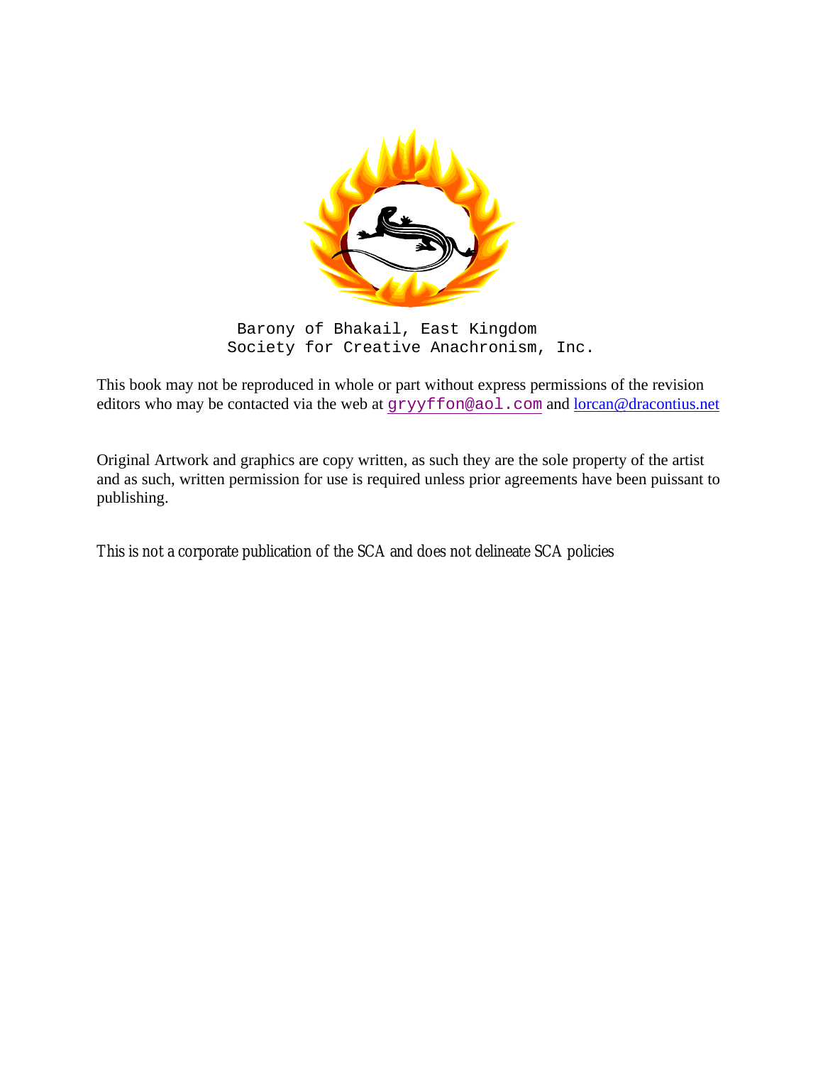Barony of Bhakail, East Kingdom
Society for Creative Anachronism, Inc.

This book may not be reproduced in whole or part without express permissions of the revision editors who may be contacted via the web at gryyffon@aol.com and lorcan@dracontius.net

Original Artwork and graphics are copy written, as such they are the sole property of the artist and as such, written permission for use is required unless prior agreements have been puissant to publishing.

This is not a corporate publication of the SCA and does not delineate SCA policies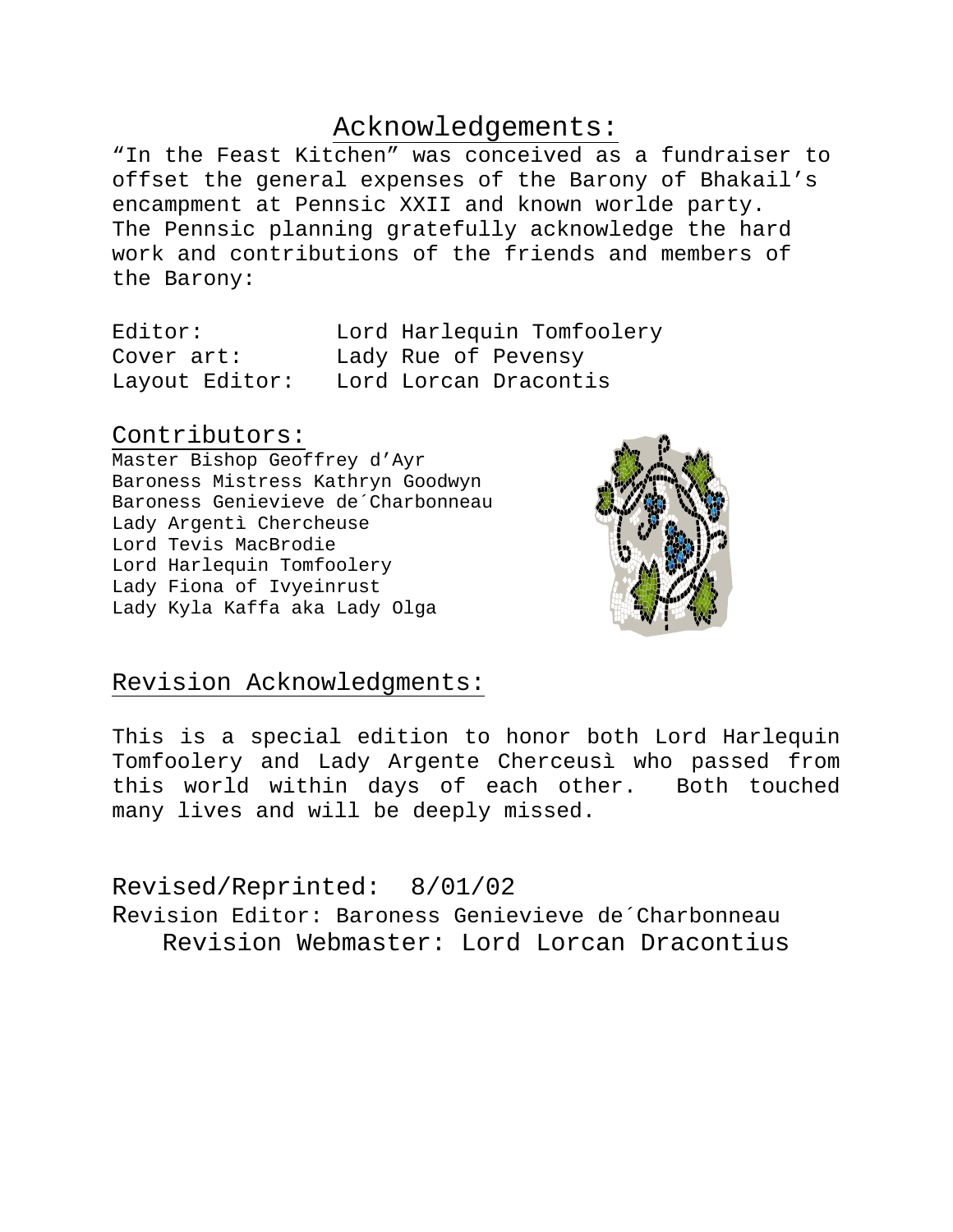## Acknowledgements:

"In the Feast Kitchen" was conceived as a fundraiser to offset the general expenses of the Barony of Bhakail's encampment at Pennsic XXII and known worlde party. The Pennsic planning gratefully acknowledge the hard work and contributions of the friends and members of the Barony:

| | |
|---|---|
| Editor: | Lord Harlequin Tomfoolery |
| Cover art: | Lady Rue of Pevensy |
| Layout Editor: | Lord Lorcan Dracontis |

## Contributors:

Master Bishop Geoffrey d'Ayr
Baroness Mistress Kathryn Goodwyn
Baroness Genievieve de´Charbonneau
Lady Argenti Chercheuse
Lord Tevis MacBrodie
Lord Harlequin Tomfoolery
Lady Fiona of Ivyeinrust
Lady Kyla Kaffa aka Lady Olga

## Revision Acknowledgments:

This is a special edition to honor both Lord Harlequin Tomfoolery and Lady Argente Cherceusì who passed from this world within days of each other. Both touched many lives and will be deeply missed.

Revised/Reprinted: 8/01/02
Revision Editor: Baroness Genievieve de´Charbonneau
Revision Webmaster: Lord Lorcan Dracontius